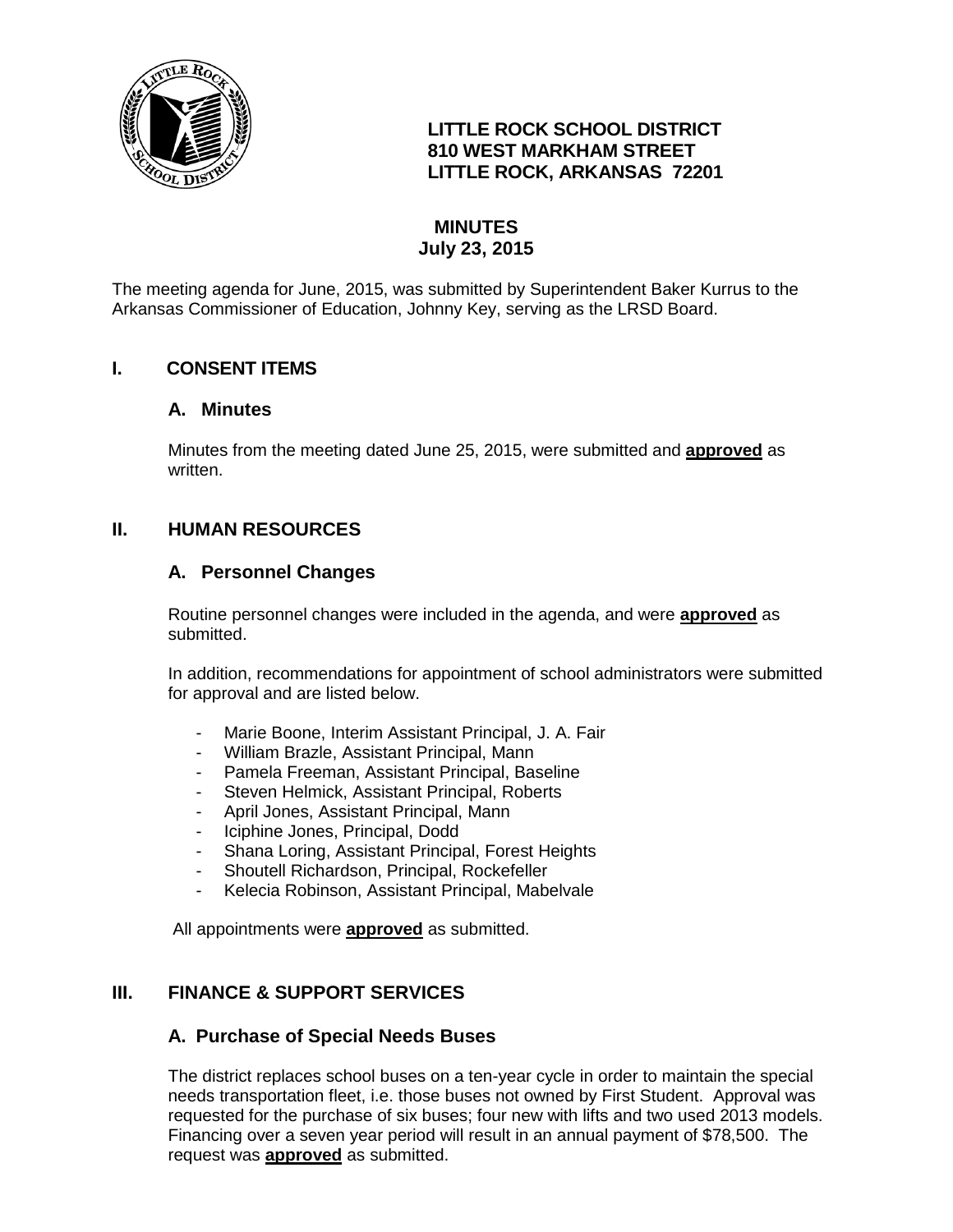**LITTLE ROCK SCHOOL DISTRICT**
**810 WEST MARKHAM STREET**
**LITTLE ROCK, ARKANSAS 72201**

# MINUTES
**July 23, 2015**

The meeting agenda for June, 2015, was submitted by Superintendent Baker Kurrus to the Arkansas Commissioner of Education, Johnny Key, serving as the LRSD Board.

## I. CONSENT ITEMS

### A. Minutes

Minutes from the meeting dated June 25, 2015, were submitted and **approved** as written.

## II. HUMAN RESOURCES

### A. Personnel Changes

Routine personnel changes were included in the agenda, and were **approved** as submitted.

In addition, recommendations for appointment of school administrators were submitted for approval and are listed below.

- Marie Boone, Interim Assistant Principal, J. A. Fair
- William Brazle, Assistant Principal, Mann
- Pamela Freeman, Assistant Principal, Baseline
- Steven Helmick, Assistant Principal, Roberts
- April Jones, Assistant Principal, Mann
- Iciphine Jones, Principal, Dodd
- Shana Loring, Assistant Principal, Forest Heights
- Shoutell Richardson, Principal, Rockefeller
- Kelecia Robinson, Assistant Principal, Mabelvale

All appointments were **approved** as submitted.

## III. FINANCE & SUPPORT SERVICES

### A. Purchase of Special Needs Buses

The district replaces school buses on a ten-year cycle in order to maintain the special needs transportation fleet, i.e. those buses not owned by First Student. Approval was requested for the purchase of six buses; four new with lifts and two used 2013 models. Financing over a seven year period will result in an annual payment of $78,500. The request was **approved** as submitted.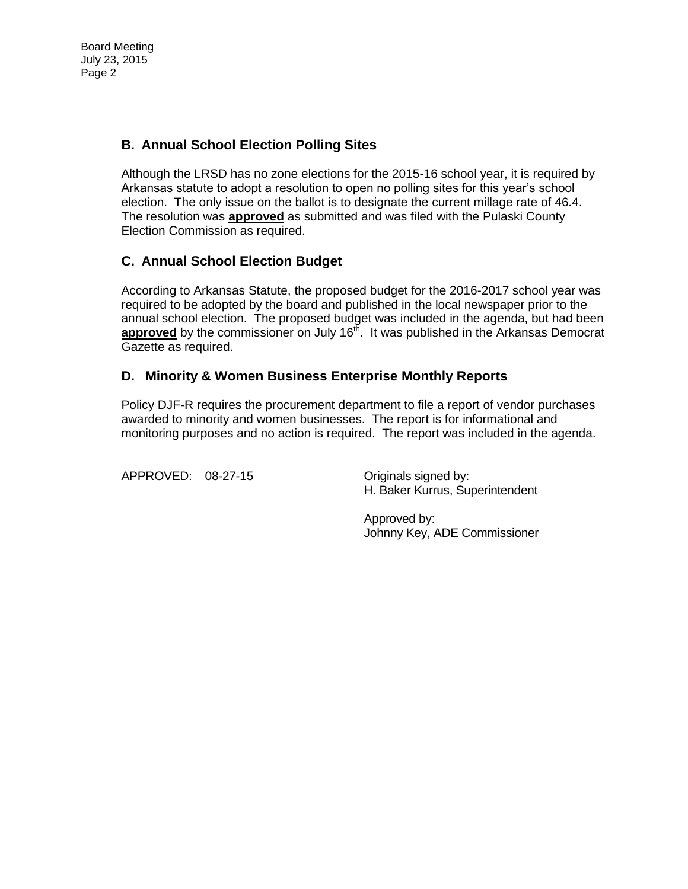## B. Annual School Election Polling Sites

Although the LRSD has no zone elections for the 2015-16 school year, it is required by Arkansas statute to adopt a resolution to open no polling sites for this year's school election. The only issue on the ballot is to designate the current millage rate of 46.4. The resolution was **approved** as submitted and was filed with the Pulaski County Election Commission as required.

## C. Annual School Election Budget

According to Arkansas Statute, the proposed budget for the 2016-2017 school year was required to be adopted by the board and published in the local newspaper prior to the annual school election. The proposed budget was included in the agenda, but had been **approved** by the commissioner on July 16th. It was published in the Arkansas Democrat Gazette as required.

## D. Minority & Women Business Enterprise Monthly Reports

Policy DJF-R requires the procurement department to file a report of vendor purchases awarded to minority and women businesses. The report is for informational and monitoring purposes and no action is required. The report was included in the agenda.

APPROVED: 08-27-15

Originals signed by:
H. Baker Kurrus, Superintendent

Approved by:
Johnny Key, ADE Commissioner